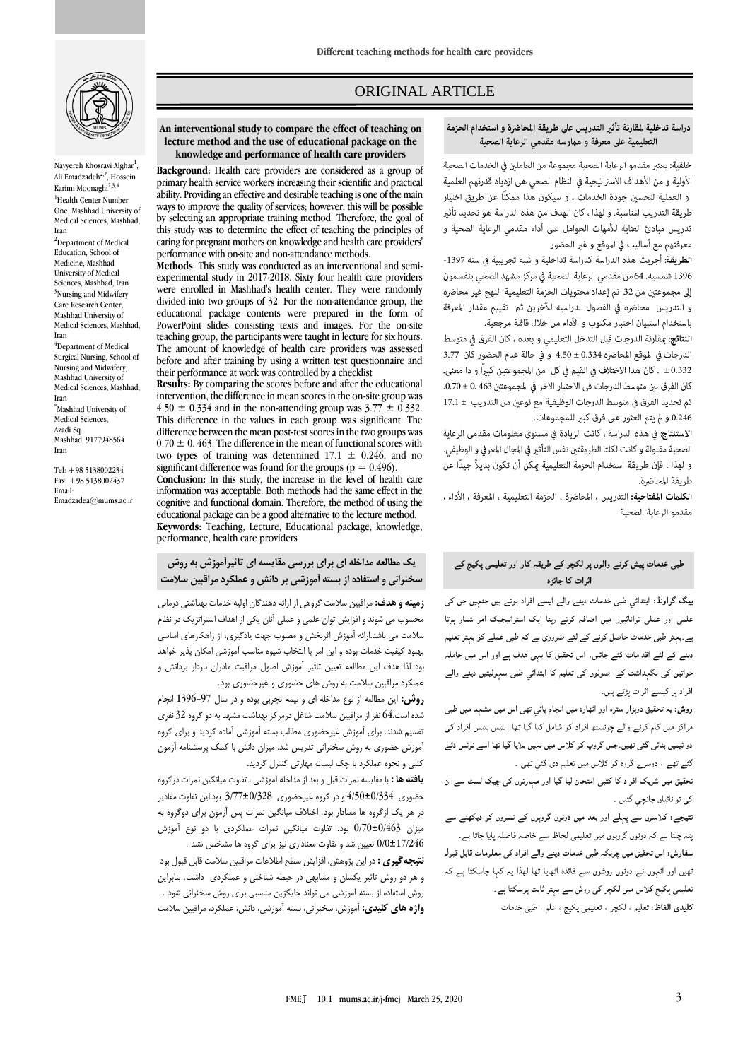# ORIGINAL ARTICLE

Nayyereh Khosravi Alghar[1], Ali Emadzadeh[2,*], Hossein Karimi Moonaghi[2,3,4]

[1]Health Center Number One, Mashhad University of Medical Sciences, Mashhad, Iran

[2]Department of Medical Education, School of Medicine, Mashhad University of Medical Sciences, Mashhad, Iran

[3]Nursing and Midwifery Care Research Center, Mashhad University of Medical Sciences, Mashhad, Iran

[4]Department of Medical Surgical Nursing, School of Nursing and Midwifery, Mashhad University of Medical Sciences, Mashhad, Iran

[*]Mashhad University of Medical Sciences, Azadi Sq. Mashhad, 9177948564 Iran

Tel: +98 5138002234
Fax: +98 5138002437
Email: Emadzadea@mums.ac.ir

## An interventional study to compare the effect of teaching on lecture method and the use of educational package on the knowledge and performance of health care providers

**Background:** Health care providers are considered as a group of primary health service workers increasing their scientific and practical ability. Providing an effective and desirable teaching is one of the main ways to improve the quality of services; however, this will be possible by selecting an appropriate training method. Therefore, the goal of this study was to determine the effect of teaching the principles of caring for pregnant mothers on knowledge and health care providers' performance with on-site and non-attendance methods.

**Methods:** This study was conducted as an interventional and semi-experimental study in 2017-2018. Sixty four health care providers were enrolled in Mashhad's health center. They were randomly divided into two groups of 32. For the non-attendance group, the educational package contents were prepared in the form of PowerPoint slides consisting texts and images. For the on-site teaching group, the participants were taught in lecture for six hours. The amount of knowledge of health care providers was assessed before and after training by using a written test questionnaire and their performance at work was controlled by a checklist

**Results:** By comparing the scores before and after the educational intervention, the difference in mean scores in the on-site group was $4.50 \pm 0.334$ and in the non-attending group was $3.77 \pm 0.332$. This difference in the values in each group was significant. The difference between the mean post-test scores in the two groups was $0.70 \pm 0.463$. The difference in the mean of functional scores with two types of training was determined $17.1 \pm 0.246$, and no significant difference was found for the groups ($p = 0.496$).

**Conclusion:** In this study, the increase in the level of health care information was acceptable. Both methods had the same effect in the cognitive and functional domain. Therefore, the method of using the educational package can be a good alternative to the lecture method.

**Keywords:** Teaching, Lecture, Educational package, knowledge, performance, health care providers

## دراسة تداخلية لمقارنة تأثير التدريس على طريقة المحاضرة و استخدام الحزمة التعليمية على معرفة و ممارسه مقدمي الرعاية الصحية

**خلفية:** يعتبر مقدمو الرعاية الصحية مجموعة من العاملين في الخدمات الصحية الأولية و من الأهداف الاستراتيجية في النظام الصحي هي ازدياد قدرتهم العلمية و العملية لتحسين جودة الخدمات ، و سيكون هذا ممكنًا عن طريق اختيار طريقة التدريب المناسبة. و لهذا ، كان الهدف من هذه الدراسة هو تحديد تأثير تدريس مبادئ العناية للأمهات الحوامل على أداء مقدمي الرعاية الصحية و معرفتهم مع أساليب في الموقع و غير الحضور

**الطريقة:** أجريت هذه الدراسة كدراسة تداخلية و شبه تجريبية في سنه 1397-1396 شمسية. 64 من مقدمي الرعاية الصحية في مركز مشهد الصحي ينقسمون إلى مجموعتين من 32. تم إعداد محتويات الحزمة التعليمية لنهج غير محاضره و التدريس محاضره في الفصول الدراسيه للآخرين ثم تقييم مقدار المعرفة باستخدام استبيان اختبار مكتوب و الأداء من خلال قائمة مرجعية.

**النتائج:** بمقارنة الدرجات قبل التدخل التعليمي و بعده ، كان الفرق في متوسط الدرجات في الموقع المحاضره 0.334 ± 4.50 و في حالة عدم الحضور كان 3.77 ± 0.332 . كان هذا الاختلاف في القيم في كل من المجموعتين كبيرًا و ذا معنى. كان الفرق بين متوسط الدرجات في الاختبار الاخر في المجموعتين 0.463 ± 0.70. تم تحديد الفرق في متوسط الدرجات الوظيفية مع نوعين من التدريب 17.1 ± 0.246 و لم يتم العثور على فرق كبير للمجموعات.

**الاستنتاج:** في هذه الدراسة ، كانت الزيادة في مستوى معلومات مقدمي الرعاية الصحية مقبولة و كانت لكلتا الطريقتين نفس التأثير في المجال المعرفي و الوظيفي. و لهذا ، فإن طريقة استخدام الحزمة التعليمية يمكن أن تكون بديلاً جيدًا عن طريقة المحاضرة.

**الكلمات المفتاحية:** التدريس ، المحاضرة ، الحزمة التعليمية ، المعرفة ، الأداء ، مقدمو الرعاية الصحية

## یک مطالعه مداخله ای برای بررسی مقایسه ای تاثیرآموزش به روش سخنرانی و استفاده از بسته آموزشی بر دانش و عملکرد مراقبین سلامت

**زمینه و هدف:** مراقبین سلامت گروهی از ارائه دهندگان اولیه خدمات بهداشتی درمانی محسوب می شوند و افزایش توان علمی و عملی آنان یکی از اهداف استراتژیک در نظام سلامت می باشد.ارائه آموزش اثربخش و مطلوب جهت یادگیری، از راهکارهای اساسی بهبود کیفیت خدمات بوده و این امر با انتخاب شیوه مناسب آموزشی امکان پذیر خواهد بود لذا هدف این مطالعه تعیین تاثیر آموزش اصول مراقبت مادران باردار بردانش و عملکرد مراقبین سلامت به روش های حضوری و غیرحضوری بود.

**روش:** این مطالعه از نوع مداخله ای و نیمه تجربی بوده و در سال 97-1396 انجام شده است.64 نفر از مراقبین سلامت شاغل درمرکز بهداشت مشهد به دو گروه 32 نفری تقسیم شدند. برای آموزش غیرحضوری مطالب بسته آموزشی آماده گردید و برای گروه آموزش حضوری به روش سخنرانی تدریس شد. میزان دانش با کمک پرسشنامه آزمون کتبی و نحوه عملکرد با چک لیست مهارتی کنترل گردید.

**یافته ها :** با مقایسه نمرات قبل و بعد از مداخله آموزشی ، تفاوت میانگین نمرات درگروه حضوری 4/50±0/334 و در گروه غیرحضوری 3/77±0/328 بود.این تفاوت مقادیر در هر یک ازگروه ها معنادار بود. اختلاف میانگین نمرات پس آزمون برای دوگروه به میزان 0/70±0/463 بود. تفاوت میانگین نمرات عملکردی با دو نوع آموزش 17/246±0/0 تعیین شد و تفاوت معناداری نیز برای گروه ها مشخص نشد .

**نتیجه‌گیری :** در این پژوهش، افزایش سطح اطلاعات مراقبین سلامت قابل قبول بود و هر دو روش تاثیر یکسان و مشابهی در حیطه شناختی و عملکردی داشت. بنابراین روش استفاده از بسته آموزشی می تواند جایگزین مناسبی برای روش سخنرانی شود .

**واژه های کلیدی:** آموزش، سخنرانی، بسته آموزشی، دانش، عملکرد، مراقبین سلامت

## طبی خدمات پیش کرنے والوں پر لکچر کے طریقہ کار اور تعلیمی پیکیج کے اثرات کا جائزہ

**بیک گراونڈ:** ابتدائی طبی خدمات دینے والے ایسے افراد ہوتے ہیں جنہیں جن کی علمی اور عملی توانائیوں میں اضافہ کرتے رہنا ایک اسٹراٹیجیک امر شمار ہوتا ہے۔بہتر طبی خدمات حاصل کرنے کے لئے ضروری ہے کہ طبی عملے کو بہتر تعلیم دینے کے لئے اقدامات کئے جائيں۔ اس تحقیق کا یہی ہدف ہے اور اس میں حاملہ خواتین کی نگہداشت کے اصولوں کی تعلیم کا ابتدائي طبی سہولیتیں دینے والے افراد پر کیسے اثرات پڑتے ہیں۔

**روش:** یہ تحقیق دوہزار سترہ اور اٹھارہ میں انجام پائي تھی اس میں مشہد میں طبی مراکز میں کام کرنے والے چونسٹھ افراد کو شامل کیا گيا تھا، بتیس بتیس افراد کی دو ٹیمیں بنائي گئي تھیے۔جس گروپ کو کلاس میں نہیں بلایا گيا تھا اسے نوٹس دئے گئے تھے ، دوسرے گروہ کو کلاس میں تعلیم دی گئي تھی ۔
تحقیق میں شریک افراد کا کتبی امتحان لیا گيا اور مہارتوں کی چیک لسٹ سے ان کی توانائياں جانچی گئيں ۔

**نتیجے:** کلاسوں سے پہلے اور بعد میں دونوں گروہوں کے نمبروں کو دیکھنے سے پتہ چلتا ہے کہ دونوں گروہوں میں تعلیمی لحاظ سے خاصہ فاصلہ پایا جاتا ہے۔

**سفارش:** اس تحقیق میں چونکہ طبی خدمات دینے والے افراد کی معلومات قابل قبول تھیں اور انہوں نے دونوں روشوں سے فائدہ اٹھایا تھا لھذا یہ کہا جاسکتا ہے کہ تعلیمی پیکیج کلاس میں لکچر کی روش سے بہتر ثابت ہوسکتا ہے۔

**کلیدی الفاظ:** تعلیم ، لکچر ، تعلیمی پیکیج ، علم ، طبی خدمات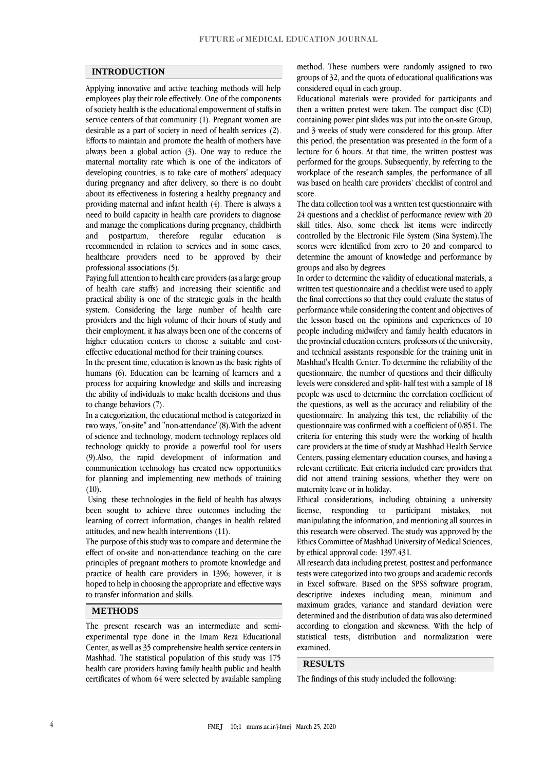## INTRODUCTION

Applying innovative and active teaching methods will help employees play their role effectively. One of the components of society health is the educational empowerment of staffs in service centers of that community (1). Pregnant women are desirable as a part of society in need of health services (2). Efforts to maintain and promote the health of mothers have always been a global action (3). One way to reduce the maternal mortality rate which is one of the indicators of developing countries, is to take care of mothers' adequacy during pregnancy and after delivery, so there is no doubt about its effectiveness in fostering a healthy pregnancy and providing maternal and infant health (4). There is always a need to build capacity in health care providers to diagnose and manage the complications during pregnancy, childbirth and postpartum, therefore regular education is recommended in relation to services and in some cases, healthcare providers need to be approved by their professional associations (5).

Paying full attention to health care providers (as a large group of health care staffs) and increasing their scientific and practical ability is one of the strategic goals in the health system. Considering the large number of health care providers and the high volume of their hours of study and their employment, it has always been one of the concerns of higher education centers to choose a suitable and cost-effective educational method for their training courses.

In the present time, education is known as the basic rights of humans (6). Education can be learning of learners and a process for acquiring knowledge and skills and increasing the ability of individuals to make health decisions and thus to change behaviors (7).

In a categorization, the educational method is categorized in two ways, "on-site" and "non-attendance"(8).With the advent of science and technology, modern technology replaces old technology quickly to provide a powerful tool for users (9).Also, the rapid development of information and communication technology has created new opportunities for planning and implementing new methods of training (10).

Using these technologies in the field of health has always been sought to achieve three outcomes including the learning of correct information, changes in health related attitudes, and new health interventions (11).

The purpose of this study was to compare and determine the effect of on-site and non-attendance teaching on the care principles of pregnant mothers to promote knowledge and practice of health care providers in 1396; however, it is hoped to help in choosing the appropriate and effective ways to transfer information and skills.

## METHODS

The present research was an intermediate and semi-experimental type done in the Imam Reza Educational Center, as well as 35 comprehensive health service centers in Mashhad. The statistical population of this study was 175 health care providers having family health public and health certificates of whom 64 were selected by available sampling method. These numbers were randomly assigned to two groups of 32, and the quota of educational qualifications was considered equal in each group.

Educational materials were provided for participants and then a written pretest were taken. The compact disc (CD) containing power pint slides was put into the on-site Group, and 3 weeks of study were considered for this group. After this period, the presentation was presented in the form of a lecture for 6 hours. At that time, the written posttest was performed for the groups. Subsequently, by referring to the workplace of the research samples, the performance of all was based on health care providers' checklist of control and score.

The data collection tool was a written test questionnaire with 24 questions and a checklist of performance review with 20 skill titles. Also, some check list items were indirectly controlled by the Electronic File System (Sina System).The scores were identified from zero to 20 and compared to determine the amount of knowledge and performance by groups and also by degrees.

In order to determine the validity of educational materials, a written test questionnaire and a checklist were used to apply the final corrections so that they could evaluate the status of performance while considering the content and objectives of the lesson based on the opinions and experiences of 10 people including midwifery and family health educators in the provincial education centers, professors of the university, and technical assistants responsible for the training unit in Mashhad's Health Center. To determine the reliability of the questionnaire, the number of questions and their difficulty levels were considered and split- half test with a sample of 18 people was used to determine the correlation coefficient of the questions, as well as the accuracy and reliability of the questionnaire. In analyzing this test, the reliability of the questionnaire was confirmed with a coefficient of 0/851. The criteria for entering this study were the working of health care providers at the time of study at Mashhad Health Service Centers, passing elementary education courses, and having a relevant certificate. Exit criteria included care providers that did not attend training sessions, whether they were on maternity leave or in holiday.

Ethical considerations, including obtaining a university license, responding to participant mistakes, not manipulating the information, and mentioning all sources in this research were observed. The study was approved by the Ethics Committee of Mashhad University of Medical Sciences, by ethical approval code: 1397.431.

All research data including pretest, posttest and performance tests were categorized into two groups and academic records in Excel software. Based on the SPSS software program, descriptive indexes including mean, minimum and maximum grades, variance and standard deviation were determined and the distribution of data was also determined according to elongation and skewness. With the help of statistical tests, distribution and normalization were examined.

## RESULTS

The findings of this study included the following: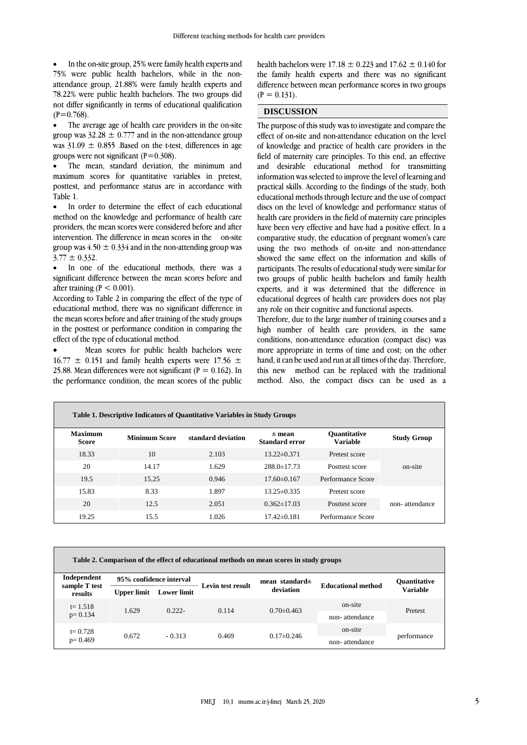- In the on-site group, 25% were family health experts and 75% were public health bachelors, while in the non-attendance group, 21.88% were family health experts and 78.22% were public health bachelors. The two groups did not differ significantly in terms of educational qualification (P=0.768).
- The average age of health care providers in the on-site group was 32.28 ± 0.777 and in the non-attendance group was 31.09 ± 0.855 .Based on the t-test, differences in age groups were not significant (P=0.308).
- The mean, standard deviation, the minimum and maximum scores for quantitative variables in pretest, posttest, and performance status are in accordance with Table 1.
- In order to determine the effect of each educational method on the knowledge and performance of health care providers, the mean scores were considered before and after intervention. The difference in mean scores in the on-site group was 4.50 ± 0.334 and in the non-attending group was 3.77 ± 0.332.
- In one of the educational methods, there was a significant difference between the mean scores before and after training (P < 0.001).

According to Table 2 in comparing the effect of the type of educational method, there was no significant difference in the mean scores before and after training of the study groups in the posttest or performance condition in comparing the effect of the type of educational method.

- Mean scores for public health bachelors were 16.77 ± 0.151 and family health experts were 17.56 ± 25.88. Mean differences were not significant (P = 0.162). In the performance condition, the mean scores of the public health bachelors were 17.18 ± 0.223 and 17.62 ± 0.140 for the family health experts and there was no significant difference between mean performance scores in two groups (P = 0.131).

## DISCUSSION

The purpose of this study was to investigate and compare the effect of on-site and non-attendance education on the level of knowledge and practice of health care providers in the field of maternity care principles. To this end, an effective and desirable educational method for transmitting information was selected to improve the level of learning and practical skills. According to the findings of the study, both educational methods through lecture and the use of compact discs on the level of knowledge and performance status of health care providers in the field of maternity care principles have been very effective and have had a positive effect. In a comparative study, the education of pregnant women's care using the two methods of on-site and non-attendance showed the same effect on the information and skills of participants. The results of educational study were similar for two groups of public health bachelors and family health experts, and it was determined that the difference in educational degrees of health care providers does not play any role on their cognitive and functional aspects.

Therefore, due to the large number of training courses and a high number of health care providers, in the same conditions, non-attendance education (compact disc) was more appropriate in terms of time and cost; on the other hand, it can be used and run at all times of the day. Therefore, this new method can be replaced with the traditional method. Also, the compact discs can be used as a

**Table 1. Descriptive Indicators of Quantitative Variables in Study Groups**

| Maximum Score | Minimum Score | standard deviation | ± mean Standard error | Quantitative Variable | Study Group |
|---|---|---|---|---|---|
| 18.33 | 10 | 2.103 | 13.22±0.371 | Pretest score | on-site |
| 20 | 14.17 | 1.629 | 288.0±17.73 | Posttest score | |
| 19.5 | 15.25 | 0.946 | 17.60±0.167 | Performance Score | |
| 15.83 | 8.33 | 1.897 | 13.25±0.335 | Pretest score | non- attendance |
| 20 | 12.5 | 2.051 | 0.362±17.03 | Posttest score | |
| 19.25 | 15.5 | 1.026 | 17.42±0.181 | Performance Score | |

**Table 2. Comparison of the effect of educational methods on mean scores in study groups**

| Independent sample T test results | 95% confidence interval | | Levin test result | mean standard± deviation | Educational method | Quantitative Variable |
|---|---|---|---|---|---|---|
| | Upper limit | Lower limit | | | | |
| t= 1.518 p= 0.134 | 1.629 | 0.222- | 0.114 | 0.70±0.463 | on-site | Pretest |
| | | | | | non- attendance | |
| t= 0.728 p= 0.469 | 0.672 | - 0.313 | 0.469 | 0.17±0.246 | on-site | performance |
| | | | | | non- attendance | |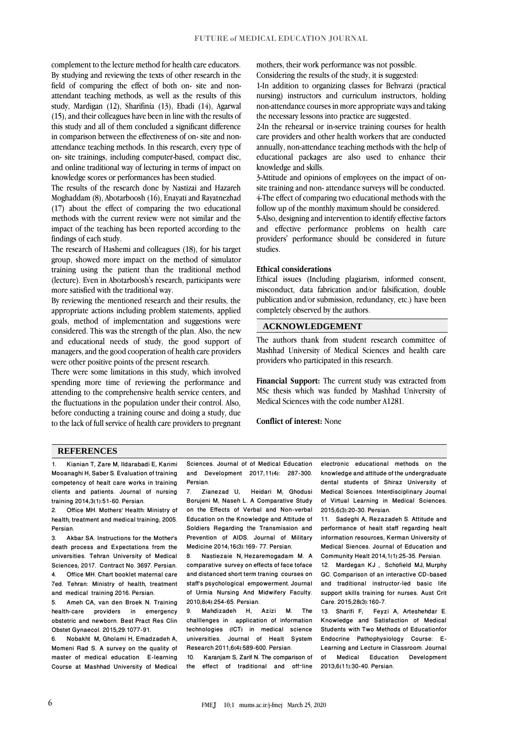complement to the lecture method for health care educators. By studying and reviewing the texts of other research in the field of comparing the effect of both on- site and non-attendant teaching methods, as well as the results of this study, Mardigan (12), Sharifinia (13), Ebadi (14), Agarwal (15), and their colleagues have been in line with the results of this study and all of them concluded a significant difference in comparison between the effectiveness of on- site and non-attendance teaching methods. In this research, every type of on- site trainings, including computer-based, compact disc, and online traditional way of lecturing in terms of impact on knowledge scores or performances has been studied.

The results of the research done by Nastizai and Hazareh Moghaddam (8), Abotarboosh (16), Enayati and Rayatnezhad (17) about the effect of comparing the two educational methods with the current review were not similar and the impact of the teaching has been reported according to the findings of each study.

The research of Hashemi and colleagues (18), for his target group, showed more impact on the method of simulator training using the patient than the traditional method (lecture). Even in Abotarboosh's research, participants were more satisfied with the traditional way.

By reviewing the mentioned research and their results, the appropriate actions including problem statements, applied goals, method of implementation and suggestions were considered. This was the strength of the plan. Also, the new and educational needs of study, the good support of managers, and the good cooperation of health care providers were other positive points of the present research.

There were some limitations in this study, which involved spending more time of reviewing the performance and attending to the comprehensive health service centers, and the fluctuations in the population under their control. Also, before conducting a training course and doing a study, due to the lack of full service of health care providers to pregnant mothers, their work performance was not possible.

Considering the results of the study, it is suggested:

1-In addition to organizing classes for Behvarzi (practical nursing) instructors and curriculum instructors, holding non-attendance courses in more appropriate ways and taking the necessary lessons into practice are suggested.

2-In the rehearsal or in-service training courses for health care providers and other health workers that are conducted annually, non-attendance teaching methods with the help of educational packages are also used to enhance their knowledge and skills.

3-Attitude and opinions of employees on the impact of on-site training and non- attendance surveys will be conducted.

4-The effect of comparing two educational methods with the follow up of the monthly maximum should be considered.

5-Also, designing and intervention to identify effective factors and effective performance problems on health care providers' performance should be considered in future studies.

**Ethical considerations**

Ethical issues (Including plagiarism, informed consent, misconduct, data fabrication and/or falsification, double publication and/or submission, redundancy, etc.) have been completely observed by the authors.

## ACKNOWLEDGEMENT

The authors thank from student research committee of Mashhad University of Medical Sciences and health care providers who participated in this research.

**Financial Support:** The current study was extracted from MSc thesis which was funded by Mashhad University of Medical Sciences with the code number A1281.

**Conflict of interest:** None

## REFERENCES

1. Kianian T, Zare M, Ildarabadi E, Karimi Mooanaghi H, Saber S. Evaluation of training competency of healt care works in training clients and patients. Journal of nursing training 2014;3(1):51-60. Persian.
2. Office MH. Mothers' Health: Ministry of health, treatment and medical training; 2005. Persian.
3. Akbar SA. Instructions for the Mother's death process and Expectations from the universities. Tehran University of Medical Sciences; 2017. Contract No. 3697. Persian.
4. Office MH. Chart booklet maternal care 7ed. Tehran: Ministry of health, treatment and medical training 2016. Persian.
5. Ameh CA, van den Broek N. Training health-care providers in emergency obstetric and newborn. Best Pract Res Clin Obstet Gynaecol. 2015;29:1077-91.
6. Nobakht M, Gholami H, Emadzadeh A, Momeni Rad S. A survey on the quality of master of medical education E-learning Course at Mashhad University of Medical Sciences. Journal of of Medical Education and Development 2017;11(4): 287-300. Persian.
7. Zianezad U, Heidari M, Ghodusi Borujeni M, Naseh L. A Comparative Study on the Effects of Verbal and Non-verbal Education on the Knowledge and Attitude of Soldiers Regarding the Transmission and Prevention of AIDS. Journal of Military Medicine 2014;16(3):169- 77. Persian.
8. Nastiezaie N, Hezaremogadam M. A comparative survey on effects of face toface and distanced short term traning courses on staff's psychological empowerment. Journal of Urmia Nursing And Midwifery Faculty. 2010;8(4):254-65. Persian.
9. Mahdizadeh H, Azizi M. The challlenges in application of information technologies (ICT) in medical science universities. Journal of Healt System Research 2011;6(4):589-600. Persian.
10. Karanjam S, Zarif N. The comparison of the effect of traditional and off-line electronic educational methods on the knowledge and attitude of the undergraduate dental students of Shiraz University of Medical Sciences. Interdisciplinary Journal of Virtual Learning in Medical Sciences. 2015;6(3):20-30. Persian.
11. Sadeghi A, Rezazadeh S. Attitude and performance of healt staff regarding healt information resources, Kerman University of Medical Siences. Journal of Education and Community Healt 2014;1(1):25-35. Persian.
12. Mardegan KJ , Schofield MJ, Murphy GC. Comparison of an interactive CD-based and traditional instructor-led basic life support skills training for nurses. Aust Crit Care. 2015;28(3):160-7.
13. Sharifi F, Feyzi A, Arteshehdar E. Knowledge and Satisfaction of Medical Students with Two Methods of Educationfor Endocrine Pathophysiology Course: E-Learning and Lecture in Classroom. Journal of Medical Education Development 2013;6(11):30-40. Persian.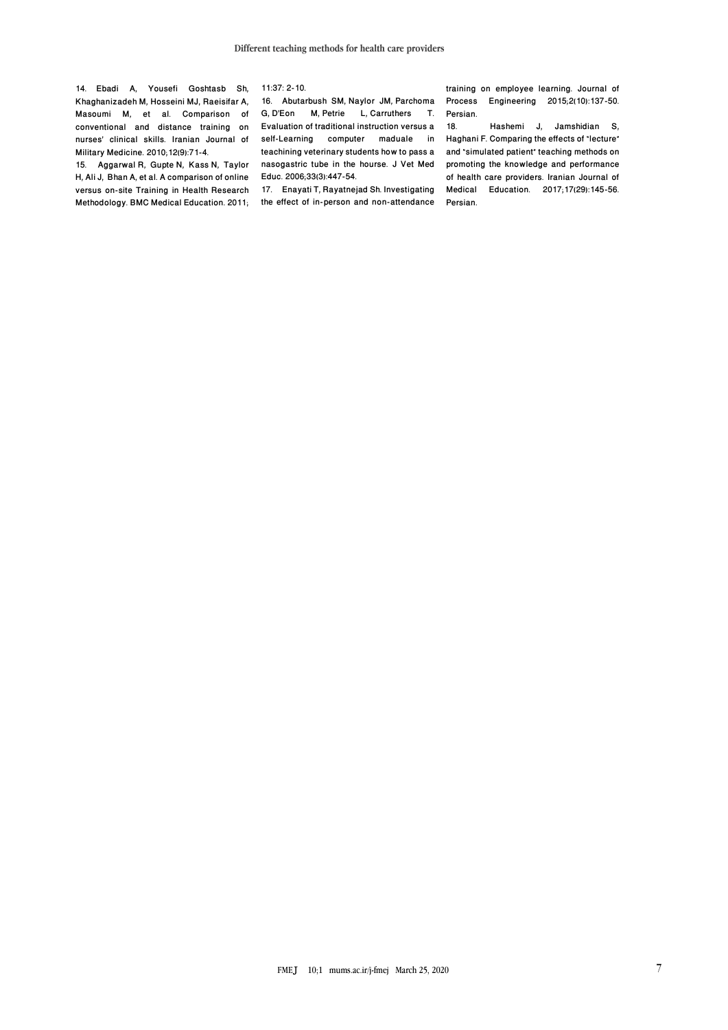14. Ebadi A, Yousefi Goshtasb Sh, Khaghanizadeh M, Hosseini MJ, Raeisifar A, Masoumi M, et al. Comparison of conventional and distance training on nurses' clinical skills. Iranian Journal of Military Medicine. 2010;12(9):71-4.

15. Aggarwal R, Gupte N, Kass N, Taylor H, Ali J, Bhan A, et al. A comparison of online versus on-site Training in Health Research Methodology. BMC Medical Education. 2011; 11:37: 2-10.

16. Abutarbush SM, Naylor JM, Parchoma G, D'Eon M, Petrie L, Carruthers T. Evaluation of traditional instruction versus a self-Learning computer maduale in teachining veterinary students how to pass a nasogastric tube in the hourse. J Vet Med Educ. 2006;33(3):447-54.

17. Enayati T, Rayatnejad Sh. Investigating the effect of in-person and non-attendance training on employee learning. Journal of Process Engineering 2015;2(10):137-50. Persian.

18. Hashemi J, Jamshidian S, Haghani F. Comparing the effects of "lecture" and "simulated patient" teaching methods on promoting the knowledge and performance of health care providers. Iranian Journal of Medical Education. 2017;17(29):145-56. Persian.